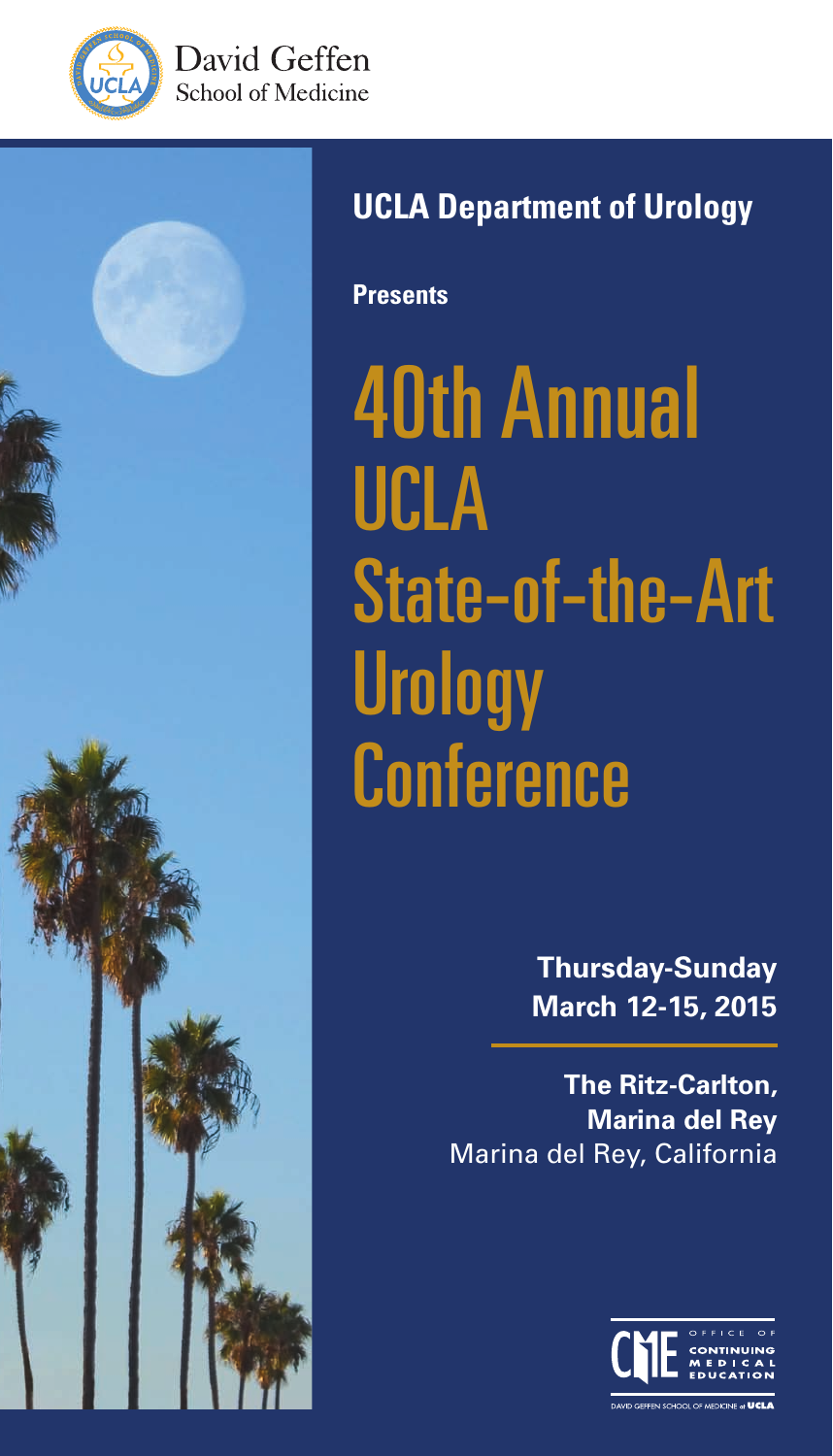David Geffen School of Medicine

## UCLA Department of Urology

**Presents**

# 40th Annual UCLA State-of-the-Art Urology Conference

**Thursday-Sunday**
**March 12-15, 2015**

**The Ritz-Carlton, Marina del Rey**
Marina del Rey, California

CME OFFICE OF CONTINUING MEDICAL EDUCATION
DAVID GEFFEN SCHOOL OF MEDICINE at UCLA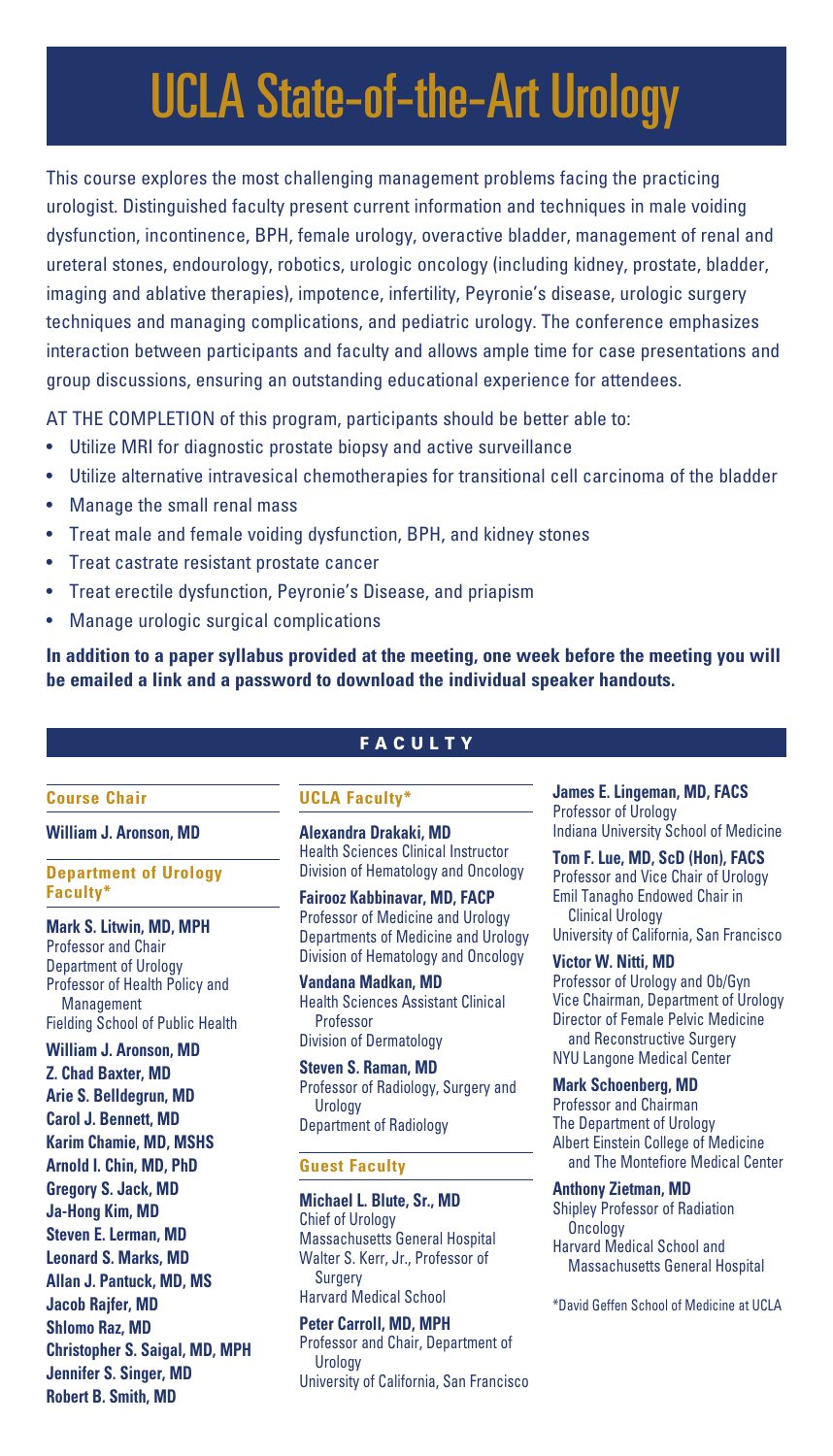# UCLA State-of-the-Art Urology

This course explores the most challenging management problems facing the practicing urologist. Distinguished faculty present current information and techniques in male voiding dysfunction, incontinence, BPH, female urology, overactive bladder, management of renal and ureteral stones, endourology, robotics, urologic oncology (including kidney, prostate, bladder, imaging and ablative therapies), impotence, infertility, Peyronie's disease, urologic surgery techniques and managing complications, and pediatric urology. The conference emphasizes interaction between participants and faculty and allows ample time for case presentations and group discussions, ensuring an outstanding educational experience for attendees.

AT THE COMPLETION of this program, participants should be better able to:

- Utilize MRI for diagnostic prostate biopsy and active surveillance
- Utilize alternative intravesical chemotherapies for transitional cell carcinoma of the bladder
- Manage the small renal mass
- Treat male and female voiding dysfunction, BPH, and kidney stones
- Treat castrate resistant prostate cancer
- Treat erectile dysfunction, Peyronie's Disease, and priapism
- Manage urologic surgical complications

**In addition to a paper syllabus provided at the meeting, one week before the meeting you will be emailed a link and a password to download the individual speaker handouts.**

## FACULTY

### Course Chair

**William J. Aronson, MD**

### Department of Urology Faculty*

**Mark S. Litwin, MD, MPH**
Professor and Chair
Department of Urology
Professor of Health Policy and Management
Fielding School of Public Health

**William J. Aronson, MD**
**Z. Chad Baxter, MD**
**Arie S. Belldegrun, MD**
**Carol J. Bennett, MD**
**Karim Chamie, MD, MSHS**
**Arnold I. Chin, MD, PhD**
**Gregory S. Jack, MD**
**Ja-Hong Kim, MD**
**Steven E. Lerman, MD**
**Leonard S. Marks, MD**
**Allan J. Pantuck, MD, MS**
**Jacob Rajfer, MD**
**Shlomo Raz, MD**
**Christopher S. Saigal, MD, MPH**
**Jennifer S. Singer, MD**
**Robert B. Smith, MD**

### UCLA Faculty*

**Alexandra Drakaki, MD**
Health Sciences Clinical Instructor
Division of Hematology and Oncology

**Fairooz Kabbinavar, MD, FACP**
Professor of Medicine and Urology
Departments of Medicine and Urology
Division of Hematology and Oncology

**Vandana Madkan, MD**
Health Sciences Assistant Clinical Professor
Division of Dermatology

**Steven S. Raman, MD**
Professor of Radiology, Surgery and Urology
Department of Radiology

### Guest Faculty

**Michael L. Blute, Sr., MD**
Chief of Urology
Massachusetts General Hospital
Walter S. Kerr, Jr., Professor of Surgery
Harvard Medical School

**Peter Carroll, MD, MPH**
Professor and Chair, Department of Urology
University of California, San Francisco

**James E. Lingeman, MD, FACS**
Professor of Urology
Indiana University School of Medicine

**Tom F. Lue, MD, ScD (Hon), FACS**
Professor and Vice Chair of Urology
Emil Tanagho Endowed Chair in Clinical Urology
University of California, San Francisco

**Victor W. Nitti, MD**
Professor of Urology and Ob/Gyn
Vice Chairman, Department of Urology
Director of Female Pelvic Medicine and Reconstructive Surgery
NYU Langone Medical Center

**Mark Schoenberg, MD**
Professor and Chairman
The Department of Urology
Albert Einstein College of Medicine and The Montefiore Medical Center

**Anthony Zietman, MD**
Shipley Professor of Radiation Oncology
Harvard Medical School and Massachusetts General Hospital

*David Geffen School of Medicine at UCLA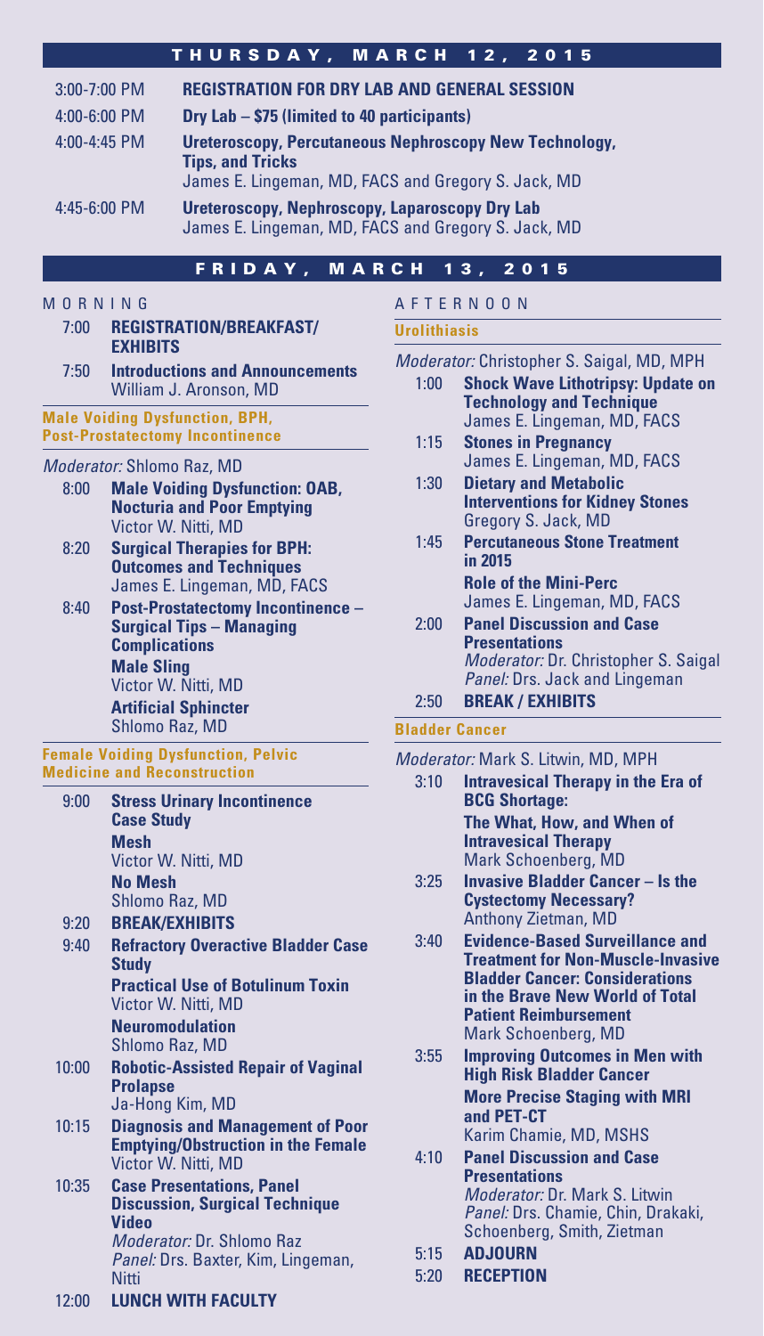## THURSDAY, MARCH 12, 2015

3:00-7:00 PM **REGISTRATION FOR DRY LAB AND GENERAL SESSION**

4:00-6:00 PM **Dry Lab – $75 (limited to 40 participants)**

4:00-4:45 PM **Ureteroscopy, Percutaneous Nephroscopy New Technology, Tips, and Tricks**
James E. Lingeman, MD, FACS and Gregory S. Jack, MD

4:45-6:00 PM **Ureteroscopy, Nephroscopy, Laparoscopy Dry Lab**
James E. Lingeman, MD, FACS and Gregory S. Jack, MD

## FRIDAY, MARCH 13, 2015

### MORNING

7:00 **REGISTRATION/BREAKFAST/EXHIBITS**

7:50 **Introductions and Announcements**
William J. Aronson, MD

#### Male Voiding Dysfunction, BPH, Post-Prostatectomy Incontinence

*Moderator:* Shlomo Raz, MD

8:00 **Male Voiding Dysfunction: OAB, Nocturia and Poor Emptying**
Victor W. Nitti, MD

8:20 **Surgical Therapies for BPH: Outcomes and Techniques**
James E. Lingeman, MD, FACS

8:40 **Post-Prostatectomy Incontinence – Surgical Tips – Managing Complications**
**Male Sling**
Victor W. Nitti, MD
**Artificial Sphincter**
Shlomo Raz, MD

#### Female Voiding Dysfunction, Pelvic Medicine and Reconstruction

9:00 **Stress Urinary Incontinence Case Study**
**Mesh**
Victor W. Nitti, MD
**No Mesh**
Shlomo Raz, MD

9:20 **BREAK/EXHIBITS**

9:40 **Refractory Overactive Bladder Case Study**
**Practical Use of Botulinum Toxin**
Victor W. Nitti, MD
**Neuromodulation**
Shlomo Raz, MD

10:00 **Robotic-Assisted Repair of Vaginal Prolapse**
Ja-Hong Kim, MD

10:15 **Diagnosis and Management of Poor Emptying/Obstruction in the Female**
Victor W. Nitti, MD

10:35 **Case Presentations, Panel Discussion, Surgical Technique Video**
*Moderator:* Dr. Shlomo Raz
*Panel:* Drs. Baxter, Kim, Lingeman, Nitti

12:00 **LUNCH WITH FACULTY**

### AFTERNOON

#### Urolithiasis

*Moderator:* Christopher S. Saigal, MD, MPH

1:00 **Shock Wave Lithotripsy: Update on Technology and Technique**
James E. Lingeman, MD, FACS

1:15 **Stones in Pregnancy**
James E. Lingeman, MD, FACS

1:30 **Dietary and Metabolic Interventions for Kidney Stones**
Gregory S. Jack, MD

1:45 **Percutaneous Stone Treatment in 2015**
**Role of the Mini-Perc**
James E. Lingeman, MD, FACS

2:00 **Panel Discussion and Case Presentations**
*Moderator:* Dr. Christopher S. Saigal
*Panel:* Drs. Jack and Lingeman

2:50 **BREAK / EXHIBITS**

#### Bladder Cancer

*Moderator:* Mark S. Litwin, MD, MPH

3:10 **Intravesical Therapy in the Era of BCG Shortage:**
**The What, How, and When of Intravesical Therapy**
Mark Schoenberg, MD

3:25 **Invasive Bladder Cancer – Is the Cystectomy Necessary?**
Anthony Zietman, MD

3:40 **Evidence-Based Surveillance and Treatment for Non-Muscle-Invasive Bladder Cancer: Considerations in the Brave New World of Total Patient Reimbursement**
Mark Schoenberg, MD

3:55 **Improving Outcomes in Men with High Risk Bladder Cancer**
**More Precise Staging with MRI and PET-CT**
Karim Chamie, MD, MSHS

4:10 **Panel Discussion and Case Presentations**
*Moderator:* Dr. Mark S. Litwin
*Panel:* Drs. Chamie, Chin, Drakaki, Schoenberg, Smith, Zietman

5:15 **ADJOURN**

5:20 **RECEPTION**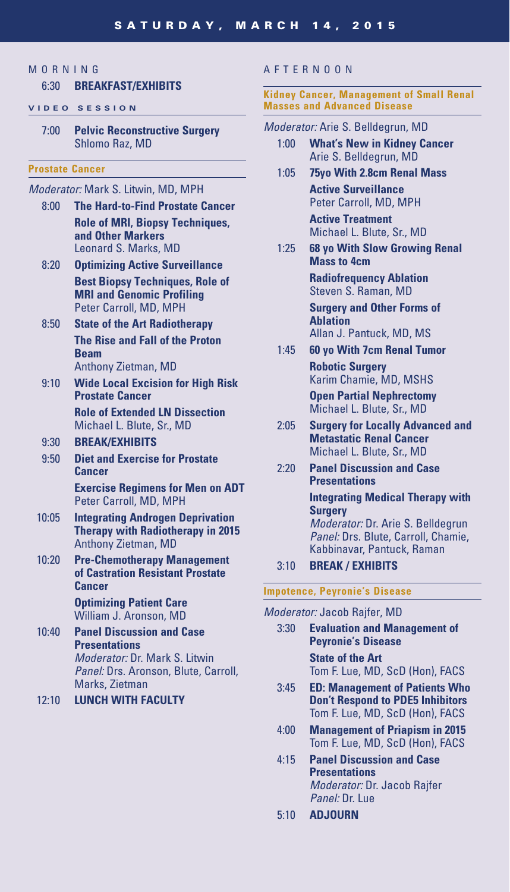# SATURDAY, MARCH 14, 2015

## MORNING

6:30 **BREAKFAST/EXHIBITS**

### VIDEO SESSION

7:00 **Pelvic Reconstructive Surgery**
Shlomo Raz, MD

### Prostate Cancer

*Moderator:* Mark S. Litwin, MD, MPH

8:00 **The Hard-to-Find Prostate Cancer**
**Role of MRI, Biopsy Techniques, and Other Markers**
Leonard S. Marks, MD

8:20 **Optimizing Active Surveillance**
**Best Biopsy Techniques, Role of MRI and Genomic Profiling**
Peter Carroll, MD, MPH

8:50 **State of the Art Radiotherapy**
**The Rise and Fall of the Proton Beam**
Anthony Zietman, MD

9:10 **Wide Local Excision for High Risk Prostate Cancer**
**Role of Extended LN Dissection**
Michael L. Blute, Sr., MD

9:30 **BREAK/EXHIBITS**

9:50 **Diet and Exercise for Prostate Cancer**
**Exercise Regimens for Men on ADT**
Peter Carroll, MD, MPH

10:05 **Integrating Androgen Deprivation Therapy with Radiotherapy in 2015**
Anthony Zietman, MD

10:20 **Pre-Chemotherapy Management of Castration Resistant Prostate Cancer**
**Optimizing Patient Care**
William J. Aronson, MD

10:40 **Panel Discussion and Case Presentations**
*Moderator:* Dr. Mark S. Litwin
*Panel:* Drs. Aronson, Blute, Carroll, Marks, Zietman

12:10 **LUNCH WITH FACULTY**

## AFTERNOON

### Kidney Cancer, Management of Small Renal Masses and Advanced Disease

*Moderator:* Arie S. Belldegrun, MD

1:00 **What's New in Kidney Cancer**
Arie S. Belldegrun, MD

1:05 **75yo With 2.8cm Renal Mass**
**Active Surveillance**
Peter Carroll, MD, MPH
**Active Treatment**
Michael L. Blute, Sr., MD

1:25 **68 yo With Slow Growing Renal Mass to 4cm**
**Radiofrequency Ablation**
Steven S. Raman, MD
**Surgery and Other Forms of Ablation**
Allan J. Pantuck, MD, MS

1:45 **60 yo With 7cm Renal Tumor**
**Robotic Surgery**
Karim Chamie, MD, MSHS
**Open Partial Nephrectomy**
Michael L. Blute, Sr., MD

2:05 **Surgery for Locally Advanced and Metastatic Renal Cancer**
Michael L. Blute, Sr., MD

2:20 **Panel Discussion and Case Presentations**
**Integrating Medical Therapy with Surgery**
*Moderator:* Dr. Arie S. Belldegrun
*Panel:* Drs. Blute, Carroll, Chamie, Kabbinavar, Pantuck, Raman

3:10 **BREAK / EXHIBITS**

### Impotence, Peyronie's Disease

*Moderator:* Jacob Rajfer, MD

3:30 **Evaluation and Management of Peyronie's Disease**
**State of the Art**
Tom F. Lue, MD, ScD (Hon), FACS

3:45 **ED: Management of Patients Who Don't Respond to PDE5 Inhibitors**
Tom F. Lue, MD, ScD (Hon), FACS

4:00 **Management of Priapism in 2015**
Tom F. Lue, MD, ScD (Hon), FACS

4:15 **Panel Discussion and Case Presentations**
*Moderator:* Dr. Jacob Rajfer
*Panel:* Dr. Lue

5:10 **ADJOURN**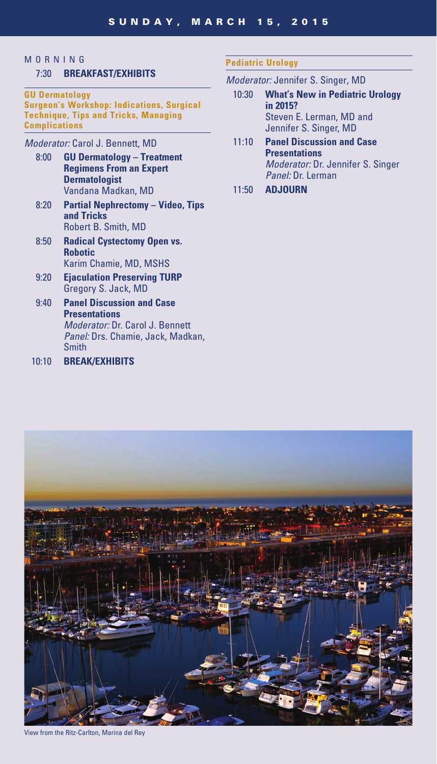# SUNDAY, MARCH 15, 2015

## MORNING

7:30 **BREAKFAST/EXHIBITS**

### GU Dermatology
### Surgeon's Workshop: Indications, Surgical Technique, Tips and Tricks, Managing Complications

*Moderator:* Carol J. Bennett, MD

8:00 **GU Dermatology – Treatment Regimens From an Expert Dermatologist**
Vandana Madkan, MD

8:20 **Partial Nephrectomy – Video, Tips and Tricks**
Robert B. Smith, MD

8:50 **Radical Cystectomy Open vs. Robotic**
Karim Chamie, MD, MSHS

9:20 **Ejaculation Preserving TURP**
Gregory S. Jack, MD

9:40 **Panel Discussion and Case Presentations**
*Moderator:* Dr. Carol J. Bennett
*Panel:* Drs. Chamie, Jack, Madkan, Smith

10:10 **BREAK/EXHIBITS**

### Pediatric Urology

*Moderator:* Jennifer S. Singer, MD

10:30 **What's New in Pediatric Urology in 2015?**
Steven E. Lerman, MD and Jennifer S. Singer, MD

11:10 **Panel Discussion and Case Presentations**
*Moderator:* Dr. Jennifer S. Singer
*Panel:* Dr. Lerman

11:50 **ADJOURN**

View from the Ritz-Carlton, Marina del Rey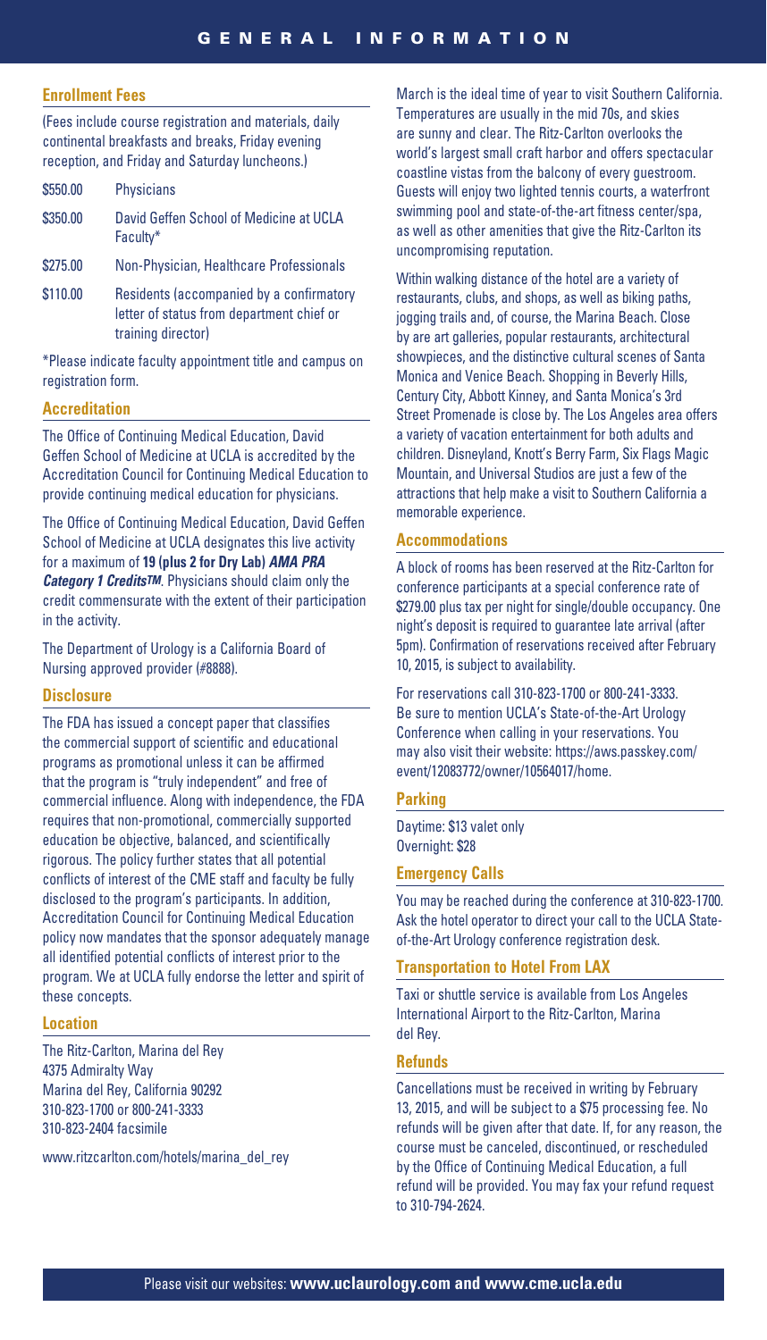# GENERAL INFORMATION

## Enrollment Fees

(Fees include course registration and materials, daily continental breakfasts and breaks, Friday evening reception, and Friday and Saturday luncheons.)

| | |
|---|---|
| $550.00 | Physicians |
| $350.00 | David Geffen School of Medicine at UCLA Faculty* |
| $275.00 | Non-Physician, Healthcare Professionals |
| $110.00 | Residents (accompanied by a confirmatory letter of status from department chief or training director) |

*Please indicate faculty appointment title and campus on registration form.

## Accreditation

The Office of Continuing Medical Education, David Geffen School of Medicine at UCLA is accredited by the Accreditation Council for Continuing Medical Education to provide continuing medical education for physicians.

The Office of Continuing Medical Education, David Geffen School of Medicine at UCLA designates this live activity for a maximum of **19 (plus 2 for Dry Lab)** ***AMA PRA Category 1 Credits™***. Physicians should claim only the credit commensurate with the extent of their participation in the activity.

The Department of Urology is a California Board of Nursing approved provider (#8888).

## Disclosure

The FDA has issued a concept paper that classifies the commercial support of scientific and educational programs as promotional unless it can be affirmed that the program is "truly independent" and free of commercial influence. Along with independence, the FDA requires that non-promotional, commercially supported education be objective, balanced, and scientifically rigorous. The policy further states that all potential conflicts of interest of the CME staff and faculty be fully disclosed to the program's participants. In addition, Accreditation Council for Continuing Medical Education policy now mandates that the sponsor adequately manage all identified potential conflicts of interest prior to the program. We at UCLA fully endorse the letter and spirit of these concepts.

## Location

The Ritz-Carlton, Marina del Rey
4375 Admiralty Way
Marina del Rey, California 90292
310-823-1700 or 800-241-3333
310-823-2404 facsimile

www.ritzcarlton.com/hotels/marina_del_rey

March is the ideal time of year to visit Southern California. Temperatures are usually in the mid 70s, and skies are sunny and clear. The Ritz-Carlton overlooks the world's largest small craft harbor and offers spectacular coastline vistas from the balcony of every guestroom. Guests will enjoy two lighted tennis courts, a waterfront swimming pool and state-of-the-art fitness center/spa, as well as other amenities that give the Ritz-Carlton its uncompromising reputation.

Within walking distance of the hotel are a variety of restaurants, clubs, and shops, as well as biking paths, jogging trails and, of course, the Marina Beach. Close by are art galleries, popular restaurants, architectural showpieces, and the distinctive cultural scenes of Santa Monica and Venice Beach. Shopping in Beverly Hills, Century City, Abbott Kinney, and Santa Monica's 3rd Street Promenade is close by. The Los Angeles area offers a variety of vacation entertainment for both adults and children. Disneyland, Knott's Berry Farm, Six Flags Magic Mountain, and Universal Studios are just a few of the attractions that help make a visit to Southern California a memorable experience.

## Accommodations

A block of rooms has been reserved at the Ritz-Carlton for conference participants at a special conference rate of $279.00 plus tax per night for single/double occupancy. One night's deposit is required to guarantee late arrival (after 5pm). Confirmation of reservations received after February 10, 2015, is subject to availability.

For reservations call 310-823-1700 or 800-241-3333. Be sure to mention UCLA's State-of-the-Art Urology Conference when calling in your reservations. You may also visit their website: https://aws.passkey.com/event/12083772/owner/10564017/home.

## Parking

Daytime: $13 valet only
Overnight: $28

## Emergency Calls

You may be reached during the conference at 310-823-1700. Ask the hotel operator to direct your call to the UCLA State-of-the-Art Urology conference registration desk.

## Transportation to Hotel From LAX

Taxi or shuttle service is available from Los Angeles International Airport to the Ritz-Carlton, Marina del Rey.

## Refunds

Cancellations must be received in writing by February 13, 2015, and will be subject to a $75 processing fee. No refunds will be given after that date. If, for any reason, the course must be canceled, discontinued, or rescheduled by the Office of Continuing Medical Education, a full refund will be provided. You may fax your refund request to 310-794-2624.

Please visit our websites: **www.uclaurology.com and www.cme.ucla.edu**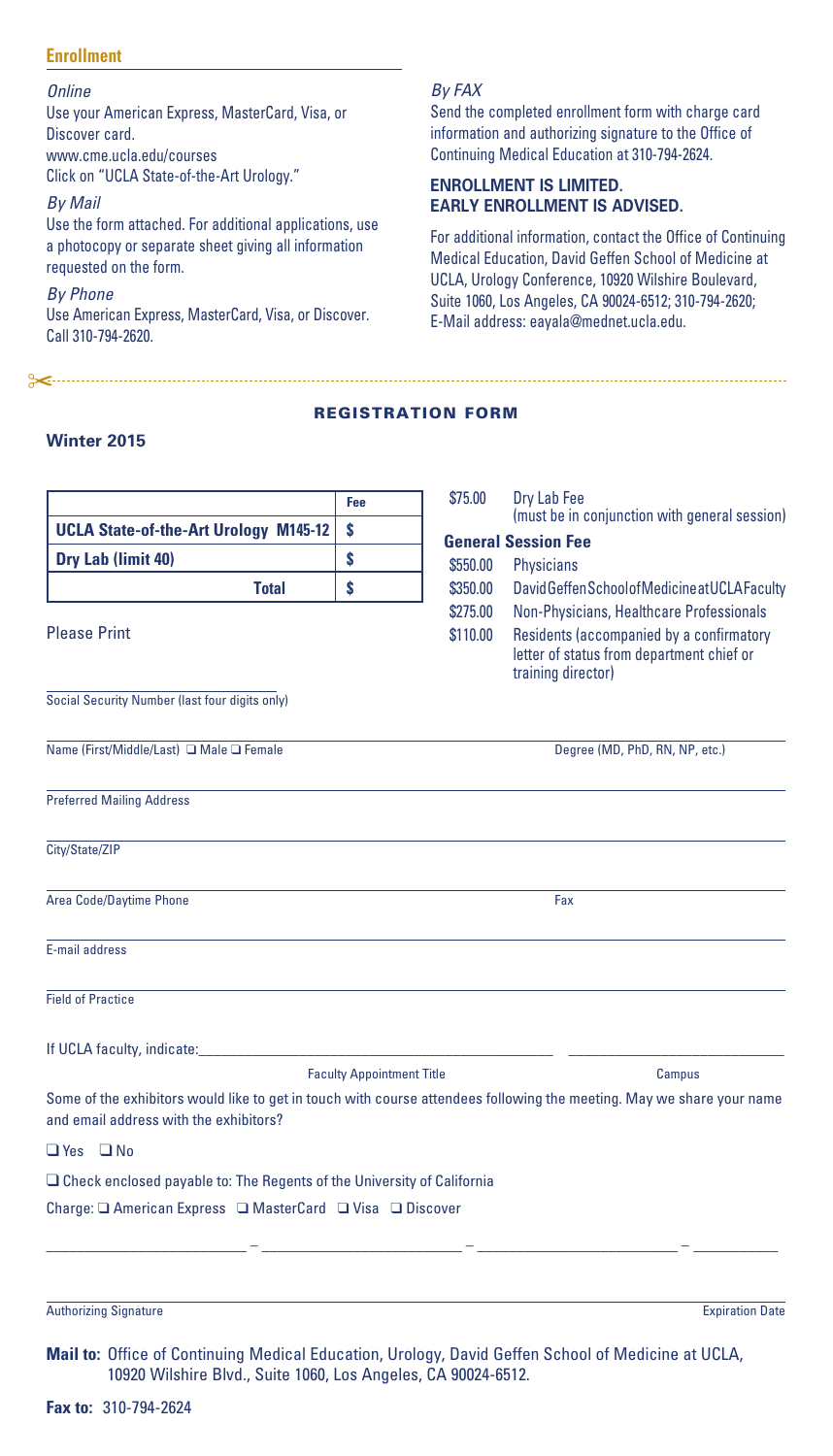## Enrollment

*Online*

Use your American Express, MasterCard, Visa, or Discover card.
www.cme.ucla.edu/courses
Click on "UCLA State-of-the-Art Urology."

*By Mail*

Use the form attached. For additional applications, use a photocopy or separate sheet giving all information requested on the form.

*By Phone*

Use American Express, MasterCard, Visa, or Discover. Call 310-794-2620.

*By FAX*

Send the completed enrollment form with charge card information and authorizing signature to the Office of Continuing Medical Education at 310-794-2624.

**ENROLLMENT IS LIMITED.**
**EARLY ENROLLMENT IS ADVISED.**

For additional information, contact the Office of Continuing Medical Education, David Geffen School of Medicine at UCLA, Urology Conference, 10920 Wilshire Boulevard, Suite 1060, Los Angeles, CA 90024-6512; 310-794-2620; E-Mail address: eayala@mednet.ucla.edu.

---

## REGISTRATION FORM

**Winter 2015**

| | Fee |
|---|---|
| **UCLA State-of-the-Art Urology M145-12** | **$** |
| **Dry Lab (limit 40)** | **$** |
| **Total** | **$** |

| | |
|---|---|
| $75.00 | Dry Lab Fee (must be in conjunction with general session) |
| **General Session Fee** | |
| $550.00 | Physicians |
| $350.00 | David Geffen School of Medicine at UCLA Faculty |
| $275.00 | Non-Physicians, Healthcare Professionals |
| $110.00 | Residents (accompanied by a confirmatory letter of status from department chief or training director) |

Please Print

Social Security Number (last four digits only)

Name (First/Middle/Last) ❑ Male ❑ Female — Degree (MD, PhD, RN, NP, etc.)

Preferred Mailing Address

City/State/ZIP

Area Code/Daytime Phone — Fax

E-mail address

Field of Practice

If UCLA faculty, indicate:\_\_\_\_\_\_\_\_\_\_\_\_\_\_\_\_ Faculty Appointment Title \_\_\_\_\_\_\_\_\_\_\_\_ Campus

Some of the exhibitors would like to get in touch with course attendees following the meeting. May we share your name and email address with the exhibitors?

❑ Yes ❑ No

❑ Check enclosed payable to: The Regents of the University of California

Charge: ❑ American Express ❑ MasterCard ❑ Visa ❑ Discover

\_\_\_\_\_\_\_\_ – \_\_\_\_\_\_\_\_ – \_\_\_\_\_\_\_\_ – \_\_\_\_\_\_\_\_

Authorizing Signature — Expiration Date

**Mail to:** Office of Continuing Medical Education, Urology, David Geffen School of Medicine at UCLA, 10920 Wilshire Blvd., Suite 1060, Los Angeles, CA 90024-6512.

**Fax to:** 310-794-2624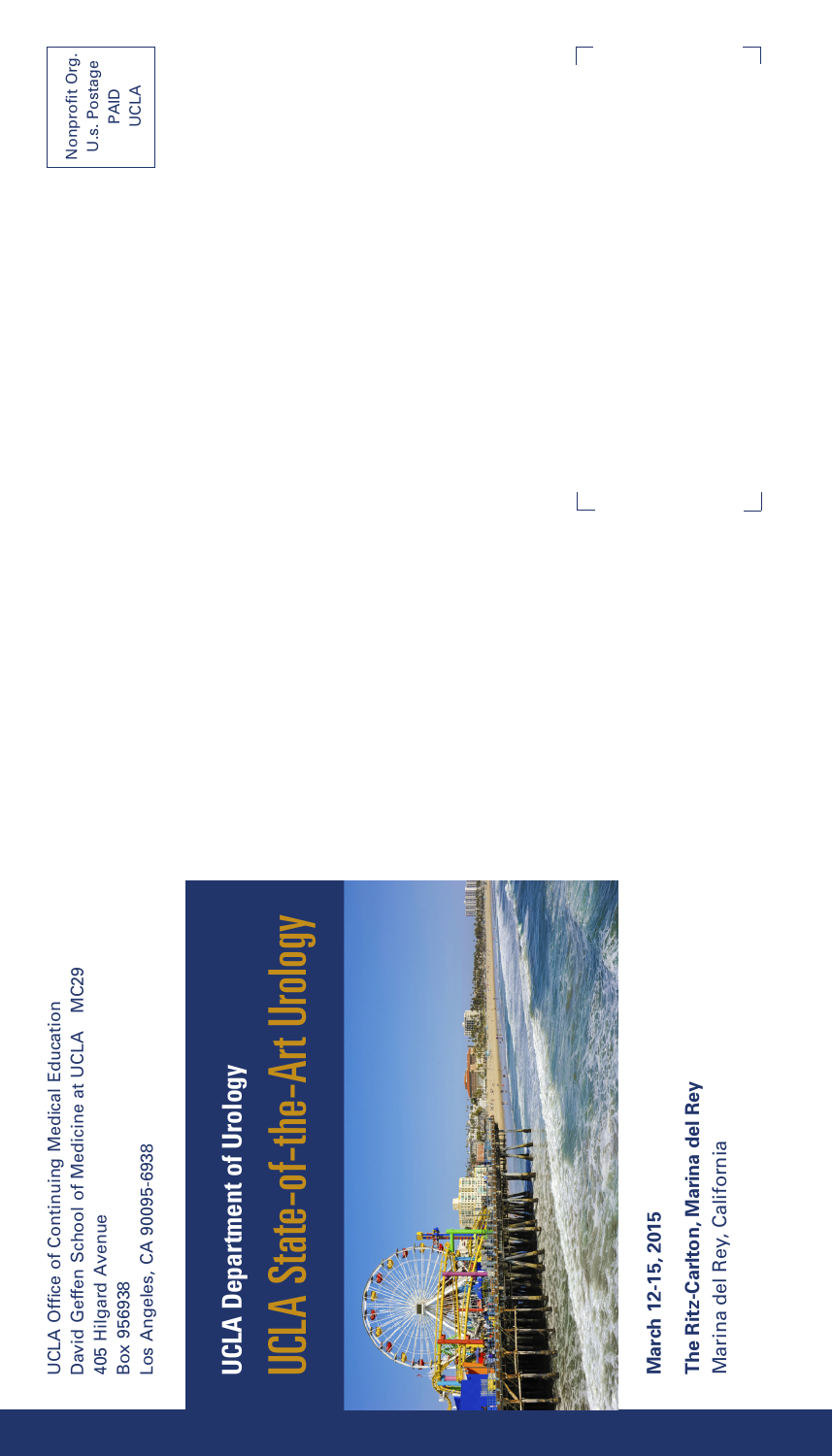UCLA Office of Continuing Medical Education
David Geffen School of Medicine at UCLA MC29
405 Hilgard Avenue
Box 956938
Los Angeles, CA 90095-6938

Nonprofit Org.
U.s. Postage
PAID
UCLA

**UCLA Department of Urology**

# UCLA State-of-the-Art Urology

**March 12-15, 2015**

**The Ritz-Carlton, Marina del Rey**
Marina del Rey, California